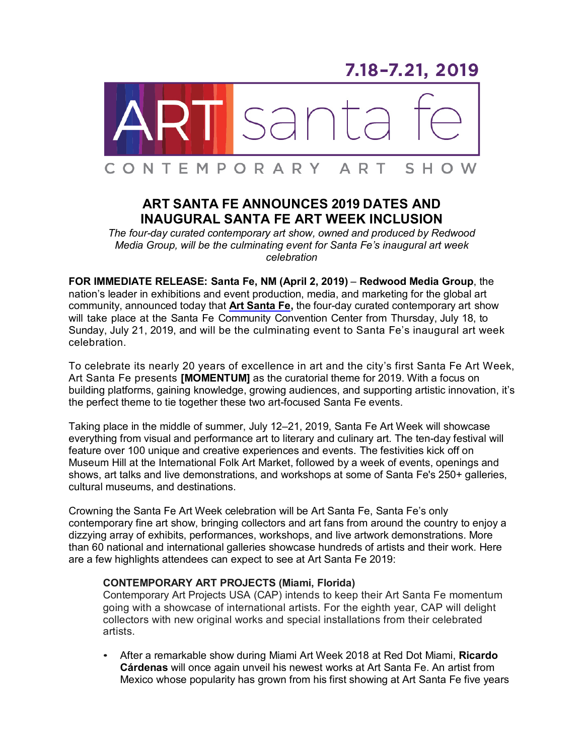7.18–7.21, 2019

ART santa fe

CONTEMPORARY ART SHOW

# ART SANTA FE ANNOUNCES 2019 DATES AND INAUGURAL SANTA FE ART WEEK INCLUSION

*The four-day curated contemporary art show, owned and produced by Redwood Media Group, will be the culminating event for Santa Fe's inaugural art week celebration*

**FOR IMMEDIATE RELEASE: Santa Fe, NM (April 2, 2019)** – **Redwood Media Group**, the nation's leader in exhibitions and event production, media, and marketing for the global art community, announced today that **Art Santa Fe,** the four-day curated contemporary art show will take place at the Santa Fe Community Convention Center from Thursday, July 18, to Sunday, July 21, 2019, and will be the culminating event to Santa Fe's inaugural art week celebration.

To celebrate its nearly 20 years of excellence in art and the city's first Santa Fe Art Week, Art Santa Fe presents **[MOMENTUM]** as the curatorial theme for 2019. With a focus on building platforms, gaining knowledge, growing audiences, and supporting artistic innovation, it's the perfect theme to tie together these two art-focused Santa Fe events.

Taking place in the middle of summer, July 12–21, 2019, Santa Fe Art Week will showcase everything from visual and performance art to literary and culinary art. The ten-day festival will feature over 100 unique and creative experiences and events. The festivities kick off on Museum Hill at the International Folk Art Market, followed by a week of events, openings and shows, art talks and live demonstrations, and workshops at some of Santa Fe's 250+ galleries, cultural museums, and destinations.

Crowning the Santa Fe Art Week celebration will be Art Santa Fe, Santa Fe's only contemporary fine art show, bringing collectors and art fans from around the country to enjoy a dizzying array of exhibits, performances, workshops, and live artwork demonstrations. More than 60 national and international galleries showcase hundreds of artists and their work. Here are a few highlights attendees can expect to see at Art Santa Fe 2019:

**CONTEMPORARY ART PROJECTS (Miami, Florida)**
Contemporary Art Projects USA (CAP) intends to keep their Art Santa Fe momentum going with a showcase of international artists. For the eighth year, CAP will delight collectors with new original works and special installations from their celebrated artists.

- After a remarkable show during Miami Art Week 2018 at Red Dot Miami, **Ricardo Cárdenas** will once again unveil his newest works at Art Santa Fe. An artist from Mexico whose popularity has grown from his first showing at Art Santa Fe five years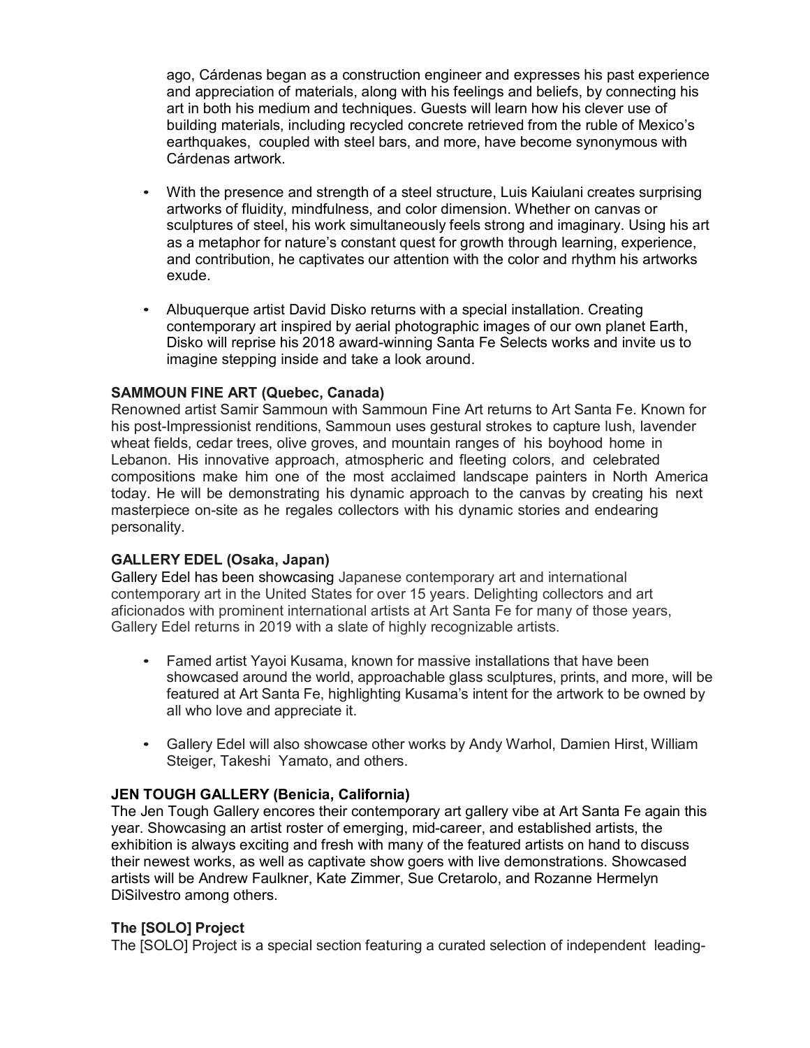ago, Cárdenas began as a construction engineer and expresses his past experience and appreciation of materials, along with his feelings and beliefs, by connecting his art in both his medium and techniques. Guests will learn how his clever use of building materials, including recycled concrete retrieved from the ruble of Mexico's earthquakes, coupled with steel bars, and more, have become synonymous with Cárdenas artwork.

- With the presence and strength of a steel structure, Luis Kaiulani creates surprising artworks of fluidity, mindfulness, and color dimension. Whether on canvas or sculptures of steel, his work simultaneously feels strong and imaginary. Using his art as a metaphor for nature's constant quest for growth through learning, experience, and contribution, he captivates our attention with the color and rhythm his artworks exude.

- Albuquerque artist David Disko returns with a special installation. Creating contemporary art inspired by aerial photographic images of our own planet Earth, Disko will reprise his 2018 award-winning Santa Fe Selects works and invite us to imagine stepping inside and take a look around.

**SAMMOUN FINE ART (Quebec, Canada)**
Renowned artist Samir Sammoun with Sammoun Fine Art returns to Art Santa Fe. Known for his post-Impressionist renditions, Sammoun uses gestural strokes to capture lush, lavender wheat fields, cedar trees, olive groves, and mountain ranges of his boyhood home in Lebanon. His innovative approach, atmospheric and fleeting colors, and celebrated compositions make him one of the most acclaimed landscape painters in North America today. He will be demonstrating his dynamic approach to the canvas by creating his next masterpiece on-site as he regales collectors with his dynamic stories and endearing personality.

**GALLERY EDEL (Osaka, Japan)**
Gallery Edel has been showcasing Japanese contemporary art and international contemporary art in the United States for over 15 years. Delighting collectors and art aficionados with prominent international artists at Art Santa Fe for many of those years, Gallery Edel returns in 2019 with a slate of highly recognizable artists.

- Famed artist Yayoi Kusama, known for massive installations that have been showcased around the world, approachable glass sculptures, prints, and more, will be featured at Art Santa Fe, highlighting Kusama's intent for the artwork to be owned by all who love and appreciate it.

- Gallery Edel will also showcase other works by Andy Warhol, Damien Hirst, William Steiger, Takeshi Yamato, and others.

**JEN TOUGH GALLERY (Benicia, California)**
The Jen Tough Gallery encores their contemporary art gallery vibe at Art Santa Fe again this year. Showcasing an artist roster of emerging, mid-career, and established artists, the exhibition is always exciting and fresh with many of the featured artists on hand to discuss their newest works, as well as captivate show goers with live demonstrations. Showcased artists will be Andrew Faulkner, Kate Zimmer, Sue Cretarolo, and Rozanne Hermelyn DiSilvestro among others.

**The [SOLO] Project**
The [SOLO] Project is a special section featuring a curated selection of independent leading-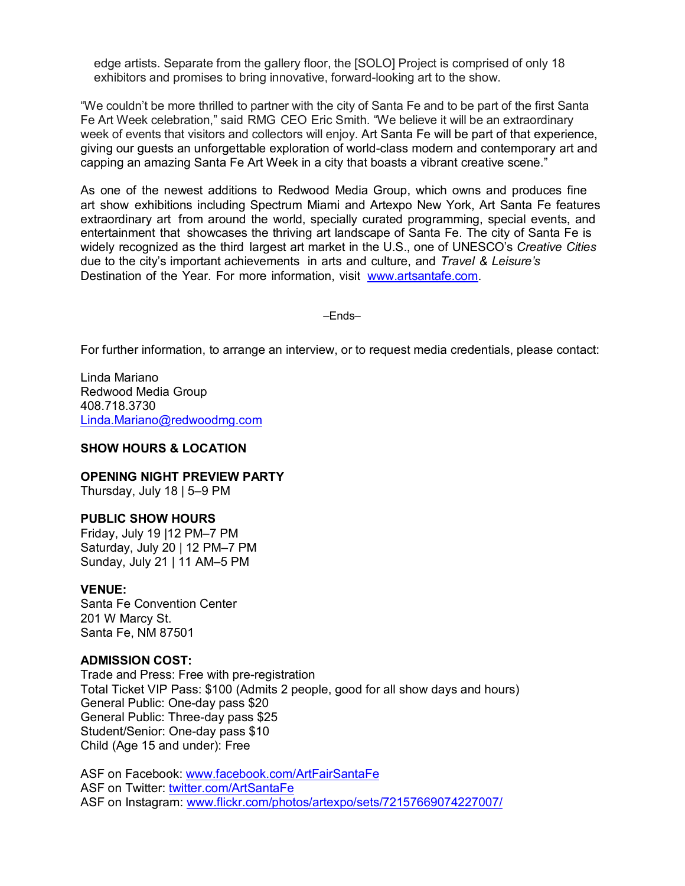edge artists. Separate from the gallery floor, the [SOLO] Project is comprised of only 18 exhibitors and promises to bring innovative, forward-looking art to the show.

"We couldn't be more thrilled to partner with the city of Santa Fe and to be part of the first Santa Fe Art Week celebration," said RMG CEO Eric Smith. "We believe it will be an extraordinary week of events that visitors and collectors will enjoy. Art Santa Fe will be part of that experience, giving our guests an unforgettable exploration of world-class modern and contemporary art and capping an amazing Santa Fe Art Week in a city that boasts a vibrant creative scene."

As one of the newest additions to Redwood Media Group, which owns and produces fine art show exhibitions including Spectrum Miami and Artexpo New York, Art Santa Fe features extraordinary art from around the world, specially curated programming, special events, and entertainment that showcases the thriving art landscape of Santa Fe. The city of Santa Fe is widely recognized as the third largest art market in the U.S., one of UNESCO's *Creative Cities* due to the city's important achievements in arts and culture, and *Travel & Leisure's* Destination of the Year. For more information, visit [www.artsantafe.com](http://www.artsantafe.com).

–Ends–

For further information, to arrange an interview, or to request media credentials, please contact:

Linda Mariano
Redwood Media Group
408.718.3730
[Linda.Mariano@redwoodmg.com](mailto:Linda.Mariano@redwoodmg.com)

**SHOW HOURS & LOCATION**

**OPENING NIGHT PREVIEW PARTY**
Thursday, July 18 | 5–9 PM

**PUBLIC SHOW HOURS**
Friday, July 19 |12 PM–7 PM
Saturday, July 20 | 12 PM–7 PM
Sunday, July 21 | 11 AM–5 PM

**VENUE:**
Santa Fe Convention Center
201 W Marcy St.
Santa Fe, NM 87501

**ADMISSION COST:**
Trade and Press: Free with pre-registration
Total Ticket VIP Pass: $100 (Admits 2 people, good for all show days and hours)
General Public: One-day pass $20
General Public: Three-day pass $25
Student/Senior: One-day pass $10
Child (Age 15 and under): Free

ASF on Facebook: [www.facebook.com/ArtFairSantaFe](http://www.facebook.com/ArtFairSantaFe)
ASF on Twitter: [twitter.com/ArtSantaFe](http://twitter.com/ArtSantaFe)
ASF on Instagram: [www.flickr.com/photos/artexpo/sets/72157669074227007/](http://www.flickr.com/photos/artexpo/sets/72157669074227007/)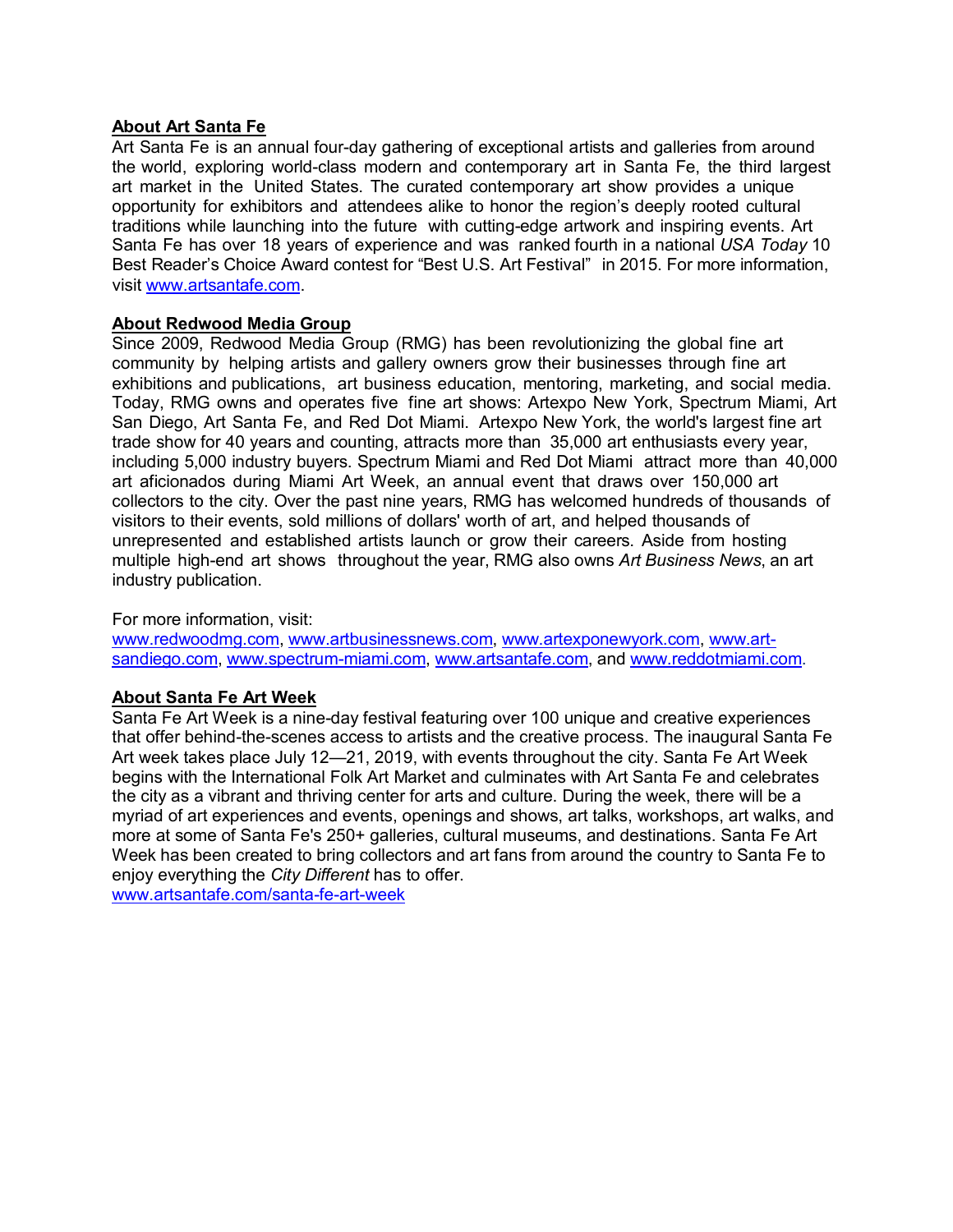**About Art Santa Fe**

Art Santa Fe is an annual four-day gathering of exceptional artists and galleries from around the world, exploring world-class modern and contemporary art in Santa Fe, the third largest art market in the United States. The curated contemporary art show provides a unique opportunity for exhibitors and attendees alike to honor the region's deeply rooted cultural traditions while launching into the future with cutting-edge artwork and inspiring events. Art Santa Fe has over 18 years of experience and was ranked fourth in a national *USA Today* 10 Best Reader's Choice Award contest for "Best U.S. Art Festival" in 2015. For more information, visit www.artsantafe.com.

**About Redwood Media Group**

Since 2009, Redwood Media Group (RMG) has been revolutionizing the global fine art community by helping artists and gallery owners grow their businesses through fine art exhibitions and publications, art business education, mentoring, marketing, and social media. Today, RMG owns and operates five fine art shows: Artexpo New York, Spectrum Miami, Art San Diego, Art Santa Fe, and Red Dot Miami. Artexpo New York, the world's largest fine art trade show for 40 years and counting, attracts more than 35,000 art enthusiasts every year, including 5,000 industry buyers. Spectrum Miami and Red Dot Miami attract more than 40,000 art aficionados during Miami Art Week, an annual event that draws over 150,000 art collectors to the city. Over the past nine years, RMG has welcomed hundreds of thousands of visitors to their events, sold millions of dollars' worth of art, and helped thousands of unrepresented and established artists launch or grow their careers. Aside from hosting multiple high-end art shows throughout the year, RMG also owns *Art Business News*, an art industry publication.

For more information, visit:
www.redwoodmg.com, www.artbusinessnews.com, www.artexponewyork.com, www.art-sandiego.com, www.spectrum-miami.com, www.artsantafe.com, and www.reddotmiami.com.

**About Santa Fe Art Week**

Santa Fe Art Week is a nine-day festival featuring over 100 unique and creative experiences that offer behind-the-scenes access to artists and the creative process. The inaugural Santa Fe Art week takes place July 12—21, 2019, with events throughout the city. Santa Fe Art Week begins with the International Folk Art Market and culminates with Art Santa Fe and celebrates the city as a vibrant and thriving center for arts and culture. During the week, there will be a myriad of art experiences and events, openings and shows, art talks, workshops, art walks, and more at some of Santa Fe's 250+ galleries, cultural museums, and destinations. Santa Fe Art Week has been created to bring collectors and art fans from around the country to Santa Fe to enjoy everything the *City Different* has to offer.
www.artsantafe.com/santa-fe-art-week